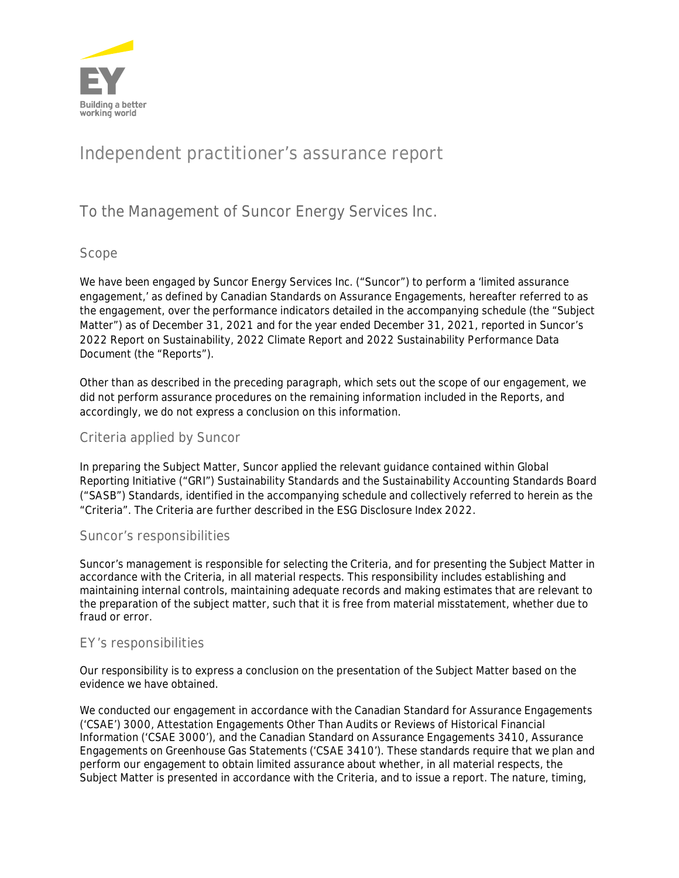# Independent practitioner's assurance report

## To the Management of Suncor Energy Services Inc.

### Scope

We have been engaged by Suncor Energy Services Inc. ("Suncor") to perform a 'limited assurance engagement,' as defined by Canadian Standards on Assurance Engagements, hereafter referred to as the engagement, over the performance indicators detailed in the accompanying schedule (the "Subject Matter") as of December 31, 2021 and for the year ended December 31, 2021, reported in Suncor's 2022 Report on Sustainability, 2022 Climate Report and 2022 Sustainability Performance Data Document (the "Reports").

Other than as described in the preceding paragraph, which sets out the scope of our engagement, we did not perform assurance procedures on the remaining information included in the Reports, and accordingly, we do not express a conclusion on this information.

### Criteria applied by Suncor

In preparing the Subject Matter, Suncor applied the relevant guidance contained within Global Reporting Initiative ("GRI") Sustainability Standards and the Sustainability Accounting Standards Board ("SASB") Standards, identified in the accompanying schedule and collectively referred to herein as the "Criteria". The Criteria are further described in the ESG Disclosure Index 2022.

### Suncor's responsibilities

Suncor's management is responsible for selecting the Criteria, and for presenting the Subject Matter in accordance with the Criteria, in all material respects. This responsibility includes establishing and maintaining internal controls, maintaining adequate records and making estimates that are relevant to the preparation of the subject matter, such that it is free from material misstatement, whether due to fraud or error.

### EY's responsibilities

Our responsibility is to express a conclusion on the presentation of the Subject Matter based on the evidence we have obtained.

We conducted our engagement in accordance with the Canadian Standard for Assurance Engagements ('CSAE') 3000, Attestation Engagements Other Than Audits or Reviews of Historical Financial Information ('CSAE 3000'), and the Canadian Standard on Assurance Engagements 3410, Assurance Engagements on Greenhouse Gas Statements ('CSAE 3410'). These standards require that we plan and perform our engagement to obtain limited assurance about whether, in all material respects, the Subject Matter is presented in accordance with the Criteria, and to issue a report. The nature, timing,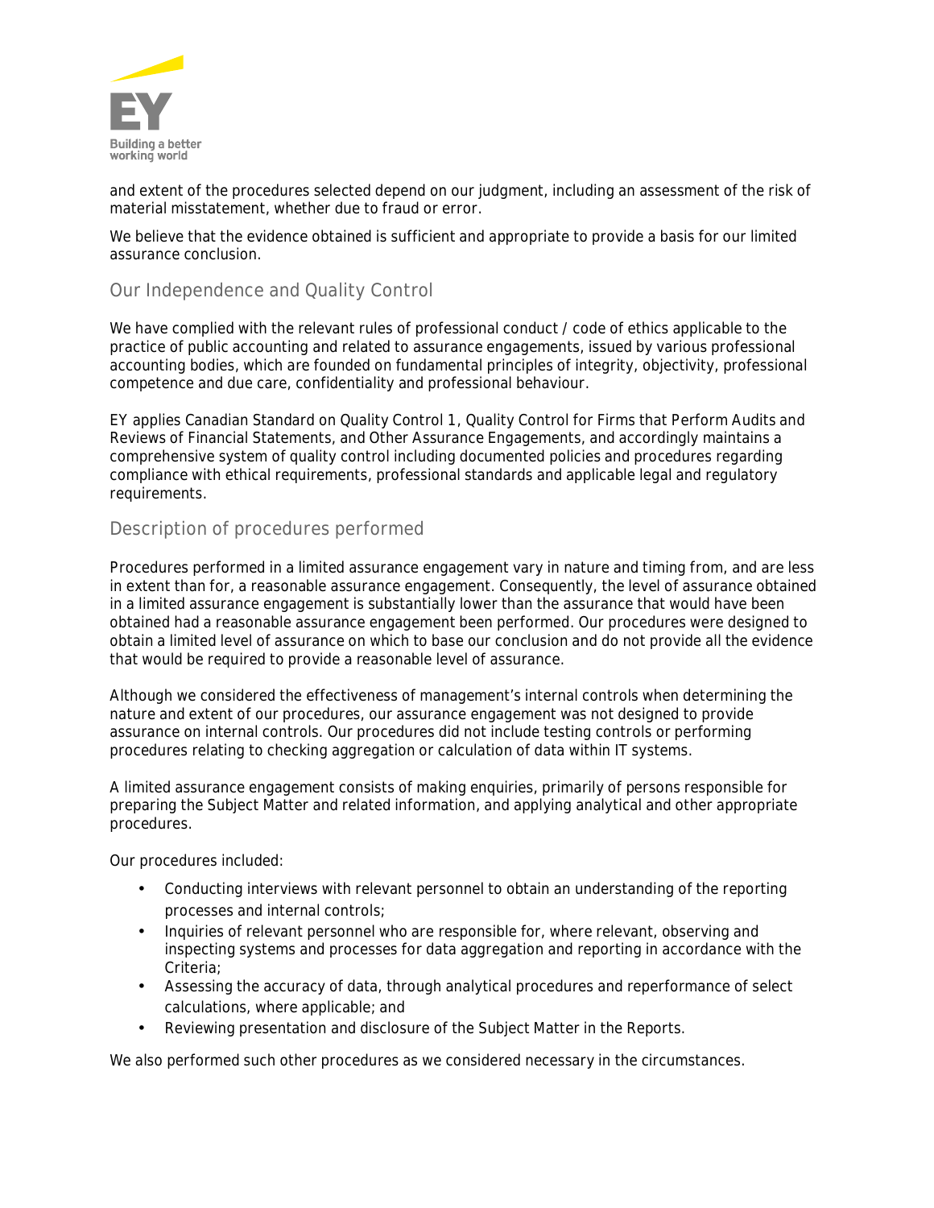and extent of the procedures selected depend on our judgment, including an assessment of the risk of material misstatement, whether due to fraud or error.

We believe that the evidence obtained is sufficient and appropriate to provide a basis for our limited assurance conclusion.

## Our Independence and Quality Control

We have complied with the relevant rules of professional conduct / code of ethics applicable to the practice of public accounting and related to assurance engagements, issued by various professional accounting bodies, which are founded on fundamental principles of integrity, objectivity, professional competence and due care, confidentiality and professional behaviour.

EY applies Canadian Standard on Quality Control 1, Quality Control for Firms that Perform Audits and Reviews of Financial Statements, and Other Assurance Engagements, and accordingly maintains a comprehensive system of quality control including documented policies and procedures regarding compliance with ethical requirements, professional standards and applicable legal and regulatory requirements.

## Description of procedures performed

Procedures performed in a limited assurance engagement vary in nature and timing from, and are less in extent than for, a reasonable assurance engagement. Consequently, the level of assurance obtained in a limited assurance engagement is substantially lower than the assurance that would have been obtained had a reasonable assurance engagement been performed. Our procedures were designed to obtain a limited level of assurance on which to base our conclusion and do not provide all the evidence that would be required to provide a reasonable level of assurance.

Although we considered the effectiveness of management's internal controls when determining the nature and extent of our procedures, our assurance engagement was not designed to provide assurance on internal controls. Our procedures did not include testing controls or performing procedures relating to checking aggregation or calculation of data within IT systems.

A limited assurance engagement consists of making enquiries, primarily of persons responsible for preparing the Subject Matter and related information, and applying analytical and other appropriate procedures.

Our procedures included:

- Conducting interviews with relevant personnel to obtain an understanding of the reporting processes and internal controls;
- Inquiries of relevant personnel who are responsible for, where relevant, observing and inspecting systems and processes for data aggregation and reporting in accordance with the Criteria;
- Assessing the accuracy of data, through analytical procedures and reperformance of select calculations, where applicable; and
- Reviewing presentation and disclosure of the Subject Matter in the Reports.

We also performed such other procedures as we considered necessary in the circumstances.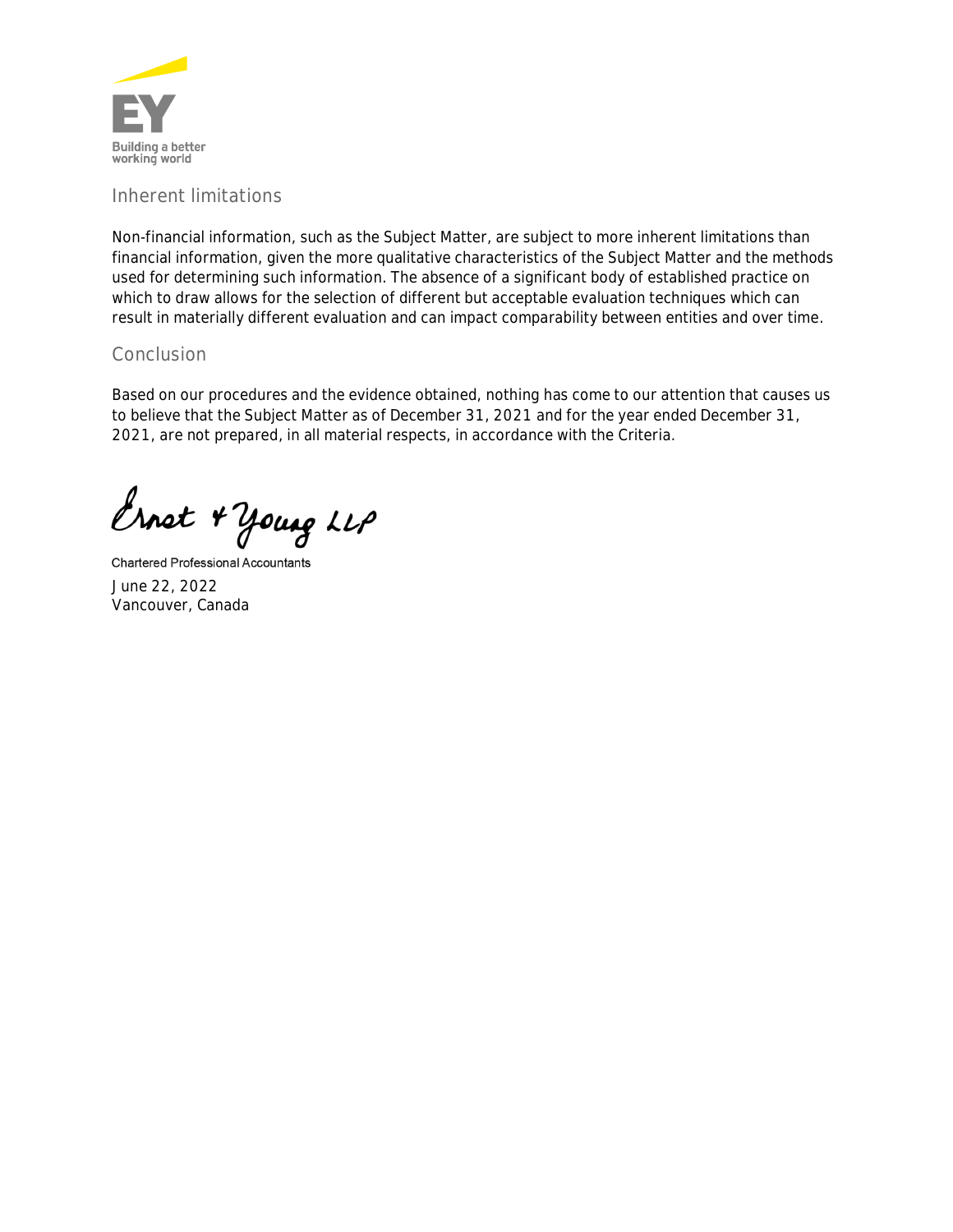## Inherent limitations

Non-financial information, such as the Subject Matter, are subject to more inherent limitations than financial information, given the more qualitative characteristics of the Subject Matter and the methods used for determining such information. The absence of a significant body of established practice on which to draw allows for the selection of different but acceptable evaluation techniques which can result in materially different evaluation and can impact comparability between entities and over time.

## Conclusion

Based on our procedures and the evidence obtained, nothing has come to our attention that causes us to believe that the Subject Matter as of December 31, 2021 and for the year ended December 31, 2021, are not prepared, in all material respects, in accordance with the Criteria.

Ernst & Young LLP

Chartered Professional Accountants

June 22, 2022
Vancouver, Canada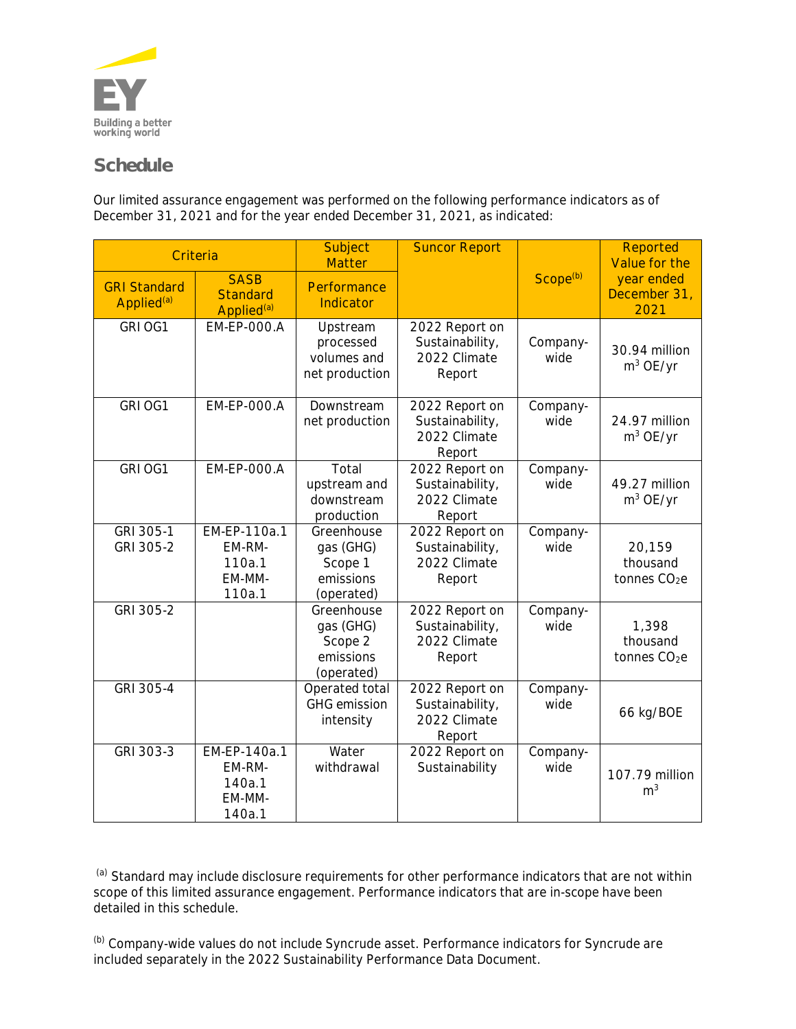## Schedule

Our limited assurance engagement was performed on the following performance indicators as of December 31, 2021 and for the year ended December 31, 2021, as indicated:

| Criteria | | Subject Matter | Suncor Report | Scope[b] | Reported Value for the year ended December 31, 2021 |
|---|---|---|---|---|---|
| GRI Standard Applied[a] | SASB Standard Applied[a] | Performance Indicator | | | |
| GRI OG1 | EM-EP-000.A | Upstream processed volumes and net production | 2022 Report on Sustainability, 2022 Climate Report | Company-wide | 30.94 million $m^3$ OE/yr |
| GRI OG1 | EM-EP-000.A | Downstream net production | 2022 Report on Sustainability, 2022 Climate Report | Company-wide | 24.97 million $m^3$ OE/yr |
| GRI OG1 | EM-EP-000.A | Total upstream and downstream production | 2022 Report on Sustainability, 2022 Climate Report | Company-wide | 49.27 million $m^3$ OE/yr |
| GRI 305-1 GRI 305-2 | EM-EP-110a.1 EM-RM-110a.1 EM-MM-110a.1 | Greenhouse gas (GHG) Scope 1 emissions (operated) | 2022 Report on Sustainability, 2022 Climate Report | Company-wide | 20,159 thousand tonnes $CO_2e$ |
| GRI 305-2 | | Greenhouse gas (GHG) Scope 2 emissions (operated) | 2022 Report on Sustainability, 2022 Climate Report | Company-wide | 1,398 thousand tonnes $CO_2e$ |
| GRI 305-4 | | Operated total GHG emission intensity | 2022 Report on Sustainability, 2022 Climate Report | Company-wide | 66 kg/BOE |
| GRI 303-3 | EM-EP-140a.1 EM-RM-140a.1 EM-MM-140a.1 | Water withdrawal | 2022 Report on Sustainability | Company-wide | 107.79 million $m^3$ |

[a] Standard may include disclosure requirements for other performance indicators that are not within scope of this limited assurance engagement. Performance indicators that are in-scope have been detailed in this schedule.

[b] Company-wide values do not include Syncrude asset. Performance indicators for Syncrude are included separately in the 2022 Sustainability Performance Data Document.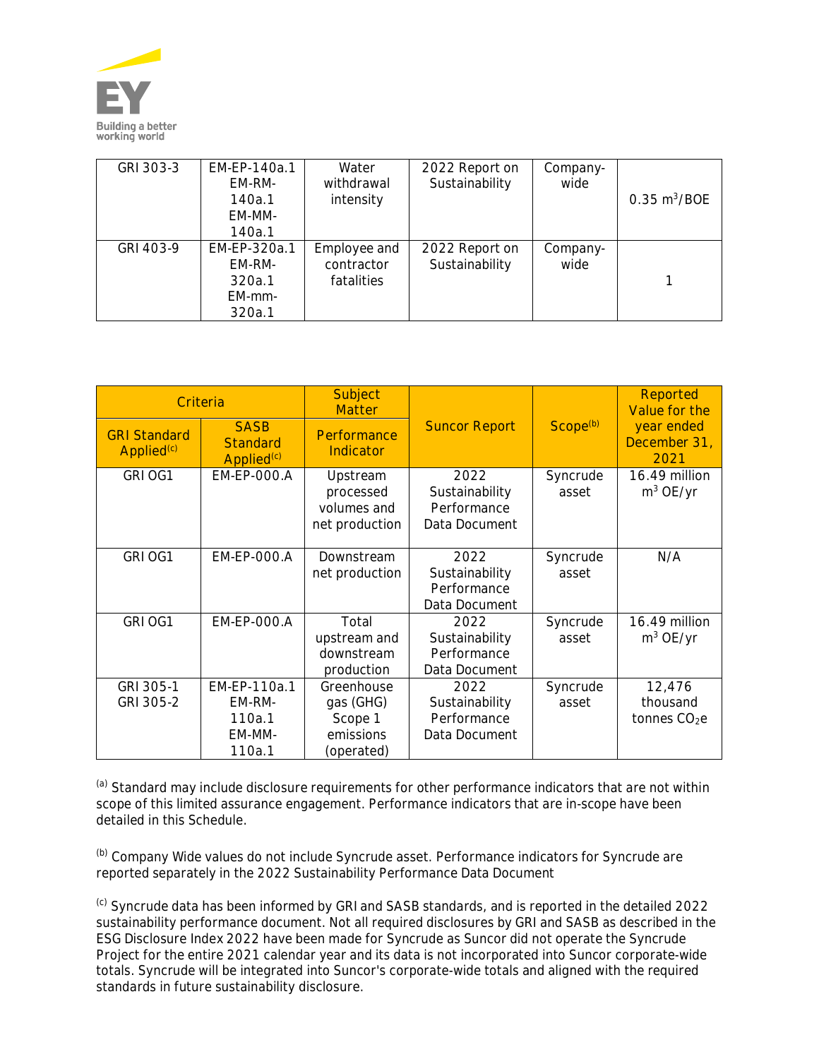| | | | | | |
|---|---|---|---|---|---|
| GRI 303-3 | EM-EP-140a.1 EM-RM-140a.1 EM-MM-140a.1 | Water withdrawal intensity | 2022 Report on Sustainability | Company-wide | 0.35 $m^3$/BOE |
| GRI 403-9 | EM-EP-320a.1 EM-RM-320a.1 EM-mm-320a.1 | Employee and contractor fatalities | 2022 Report on Sustainability | Company-wide | 1 |

| Criteria | | Subject Matter | Suncor Report | Scope[b] | Reported Value for the year ended December 31, 2021 |
|---|---|---|---|---|---|
| GRI Standard Applied[c] | SASB Standard Applied[c] | Performance Indicator | | | |
| GRI OG1 | EM-EP-000.A | Upstream processed volumes and net production | 2022 Sustainability Performance Data Document | Syncrude asset | 16.49 million $m^3$ OE/yr |
| GRI OG1 | EM-EP-000.A | Downstream net production | 2022 Sustainability Performance Data Document | Syncrude asset | N/A |
| GRI OG1 | EM-EP-000.A | Total upstream and downstream production | 2022 Sustainability Performance Data Document | Syncrude asset | 16.49 million $m^3$ OE/yr |
| GRI 305-1 GRI 305-2 | EM-EP-110a.1 EM-RM-110a.1 EM-MM-110a.1 | Greenhouse gas (GHG) Scope 1 emissions (operated) | 2022 Sustainability Performance Data Document | Syncrude asset | 12,476 thousand tonnes $CO_2e$ |

[a] Standard may include disclosure requirements for other performance indicators that are not within scope of this limited assurance engagement. Performance indicators that are in-scope have been detailed in this Schedule.

[b] Company Wide values do not include Syncrude asset. Performance indicators for Syncrude are reported separately in the 2022 Sustainability Performance Data Document

[c] Syncrude data has been informed by GRI and SASB standards, and is reported in the detailed 2022 sustainability performance document. Not all required disclosures by GRI and SASB as described in the ESG Disclosure Index 2022 have been made for Syncrude as Suncor did not operate the Syncrude Project for the entire 2021 calendar year and its data is not incorporated into Suncor corporate-wide totals. Syncrude will be integrated into Suncor's corporate-wide totals and aligned with the required standards in future sustainability disclosure.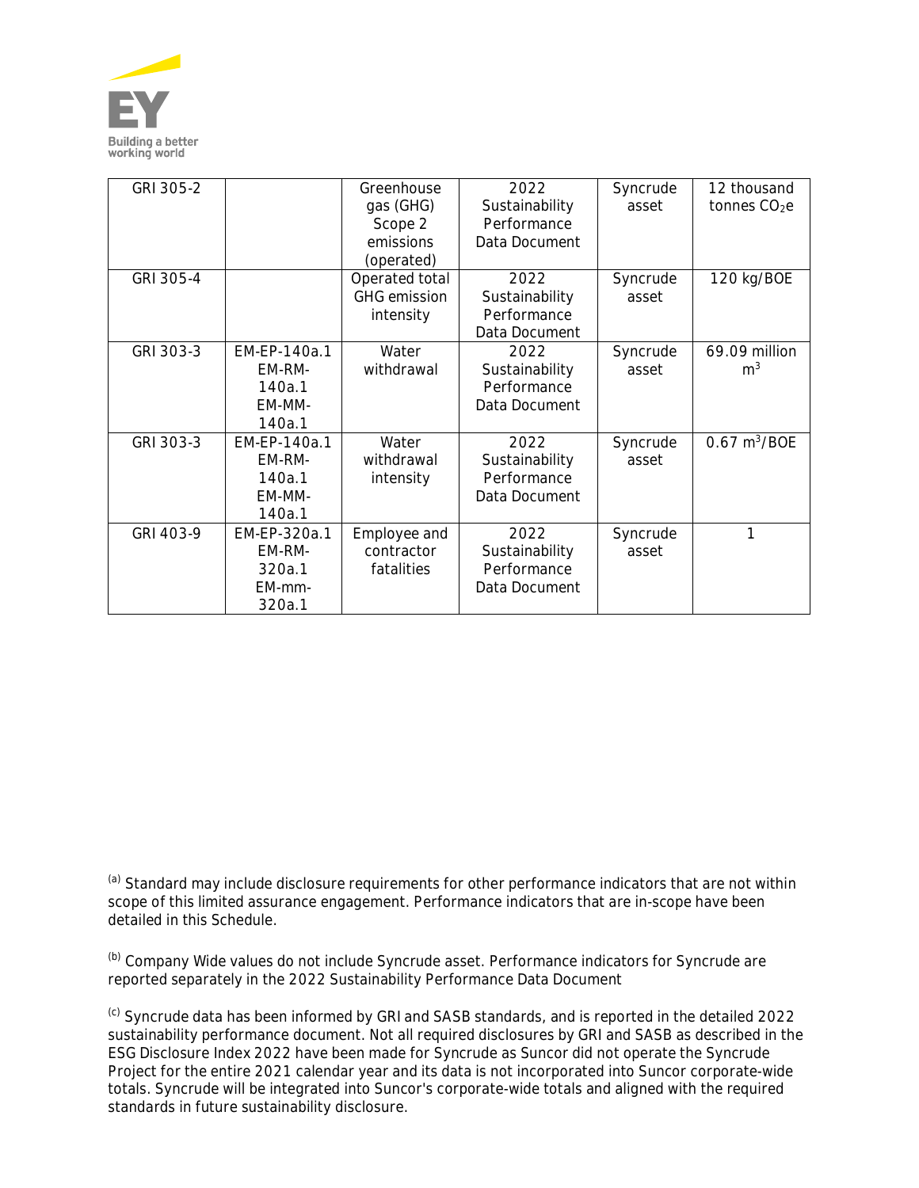| | | | | | |
|---|---|---|---|---|---|
| GRI 305-2 | | Greenhouse gas (GHG) Scope 2 emissions (operated) | 2022 Sustainability Performance Data Document | Syncrude asset | 12 thousand tonnes $CO_2e$ |
| GRI 305-4 | | Operated total GHG emission intensity | 2022 Sustainability Performance Data Document | Syncrude asset | 120 kg/BOE |
| GRI 303-3 | EM-EP-140a.1 EM-RM-140a.1 EM-MM-140a.1 | Water withdrawal | 2022 Sustainability Performance Data Document | Syncrude asset | 69.09 million $m^3$ |
| GRI 303-3 | EM-EP-140a.1 EM-RM-140a.1 EM-MM-140a.1 | Water withdrawal intensity | 2022 Sustainability Performance Data Document | Syncrude asset | 0.67 $m^3$/BOE |
| GRI 403-9 | EM-EP-320a.1 EM-RM-320a.1 EM-mm-320a.1 | Employee and contractor fatalities | 2022 Sustainability Performance Data Document | Syncrude asset | 1 |

[a] Standard may include disclosure requirements for other performance indicators that are not within scope of this limited assurance engagement. Performance indicators that are in-scope have been detailed in this Schedule.

[b] Company Wide values do not include Syncrude asset. Performance indicators for Syncrude are reported separately in the 2022 Sustainability Performance Data Document

[c] Syncrude data has been informed by GRI and SASB standards, and is reported in the detailed 2022 sustainability performance document. Not all required disclosures by GRI and SASB as described in the ESG Disclosure Index 2022 have been made for Syncrude as Suncor did not operate the Syncrude Project for the entire 2021 calendar year and its data is not incorporated into Suncor corporate-wide totals. Syncrude will be integrated into Suncor's corporate-wide totals and aligned with the required standards in future sustainability disclosure.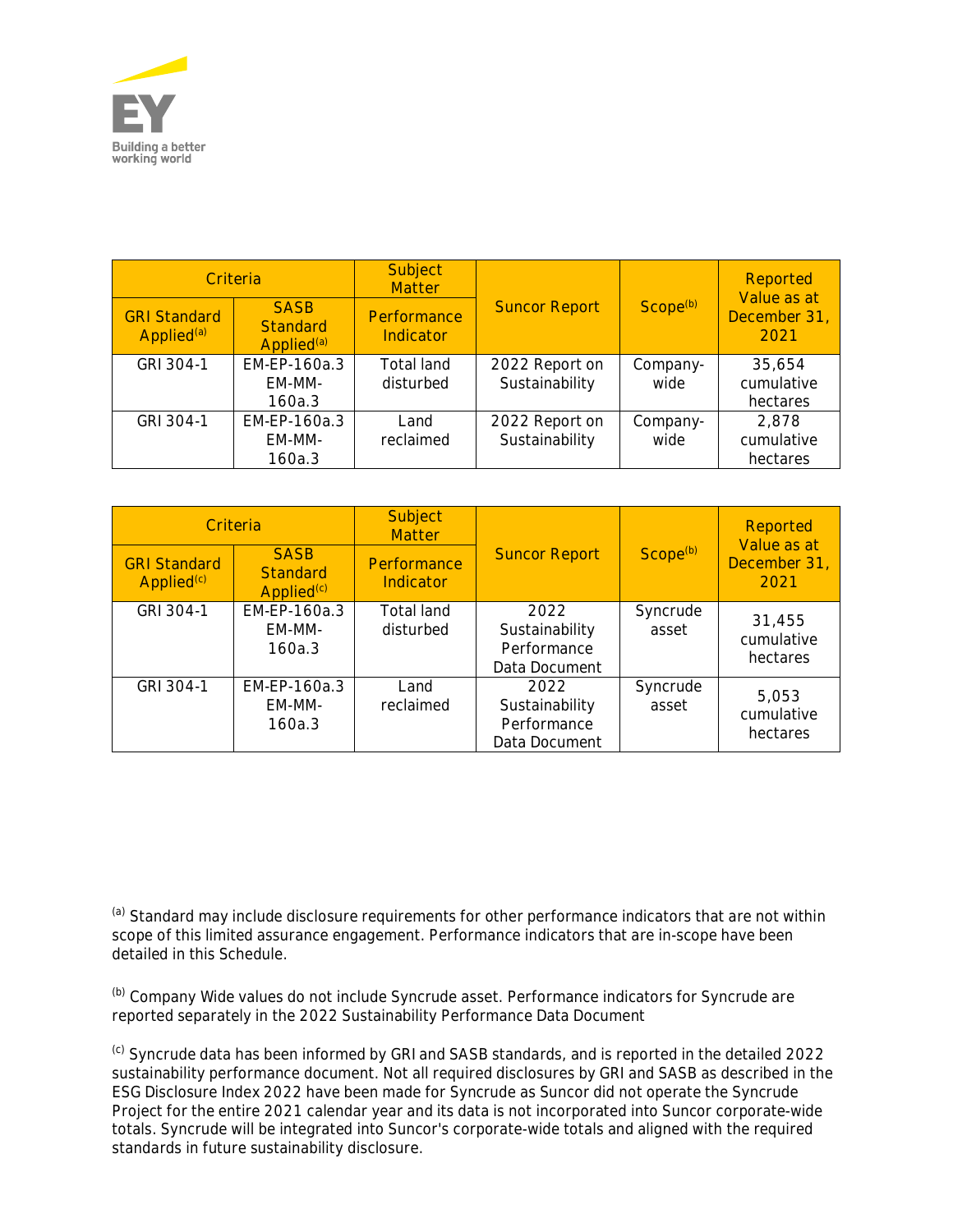| Criteria | | Subject Matter | Suncor Report | Scope[b] | Reported Value as at December 31, 2021 |
|---|---|---|---|---|---|
| GRI Standard Applied[a] | SASB Standard Applied[a] | Performance Indicator | | | |
| GRI 304-1 | EM-EP-160a.3 EM-MM-160a.3 | Total land disturbed | 2022 Report on Sustainability | Company-wide | 35,654 cumulative hectares |
| GRI 304-1 | EM-EP-160a.3 EM-MM-160a.3 | Land reclaimed | 2022 Report on Sustainability | Company-wide | 2,878 cumulative hectares |

| Criteria | | Subject Matter | Suncor Report | Scope[b] | Reported Value as at December 31, 2021 |
|---|---|---|---|---|---|
| GRI Standard Applied[c] | SASB Standard Applied[c] | Performance Indicator | | | |
| GRI 304-1 | EM-EP-160a.3 EM-MM-160a.3 | Total land disturbed | 2022 Sustainability Performance Data Document | Syncrude asset | 31,455 cumulative hectares |
| GRI 304-1 | EM-EP-160a.3 EM-MM-160a.3 | Land reclaimed | 2022 Sustainability Performance Data Document | Syncrude asset | 5,053 cumulative hectares |

[a] Standard may include disclosure requirements for other performance indicators that are not within scope of this limited assurance engagement. Performance indicators that are in-scope have been detailed in this Schedule.

[b] Company Wide values do not include Syncrude asset. Performance indicators for Syncrude are reported separately in the 2022 Sustainability Performance Data Document

[c] Syncrude data has been informed by GRI and SASB standards, and is reported in the detailed 2022 sustainability performance document. Not all required disclosures by GRI and SASB as described in the ESG Disclosure Index 2022 have been made for Syncrude as Suncor did not operate the Syncrude Project for the entire 2021 calendar year and its data is not incorporated into Suncor corporate-wide totals. Syncrude will be integrated into Suncor's corporate-wide totals and aligned with the required standards in future sustainability disclosure.